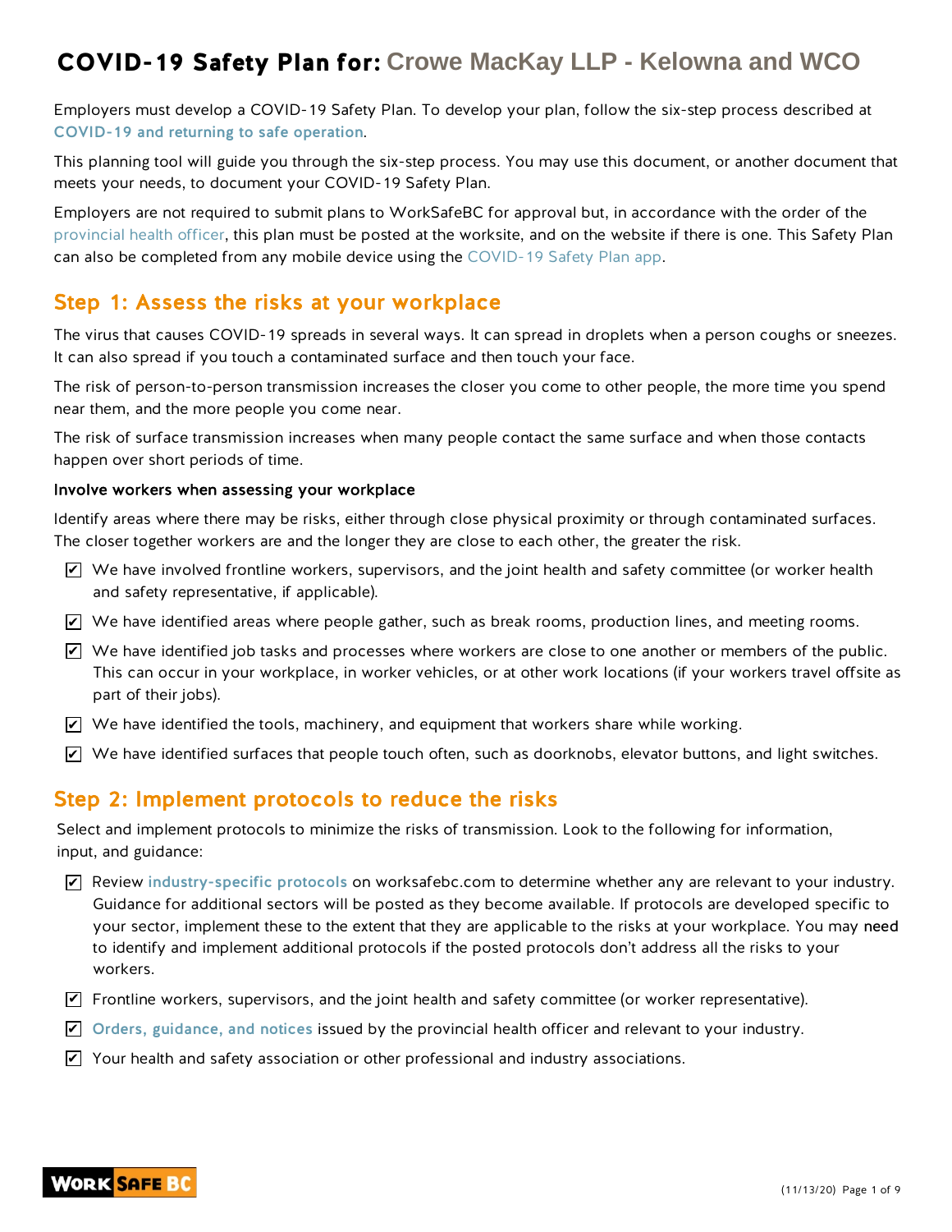# COVID-19 Safety Plan for: Crowe MacKay LLP - Kelowna and WCO

Employers must develop a COVID-19 Safety Plan. To develop your plan, follow the six-step process described at **COVID-19 and returning to safe operation**.

This planning tool will guide you through the six-step process. You may use this document, or another document that meets your needs, to document your COVID-19 Safety Plan.

Employers are not required to submit plans to WorkSafeBC for approval but, in accordance with the order of the provincial health officer, this plan must be posted at the worksite, and on the website if there is one. This Safety Plan can also be completed from any mobile device using the COVID-19 Safety Plan app.

## Step 1: Assess the risks at your workplace

The virus that causes COVID-19 spreads in several ways. It can spread in droplets when a person coughs or sneezes. It can also spread if you touch a contaminated surface and then touch your face.

The risk of person-to-person transmission increases the closer you come to other people, the more time you spend near them, and the more people you come near.

The risk of surface transmission increases when many people contact the same surface and when those contacts happen over short periods of time.

### Involve workers when assessing your workplace

Identify areas where there may be risks, either through close physical proximity or through contaminated surfaces. The closer together workers are and the longer they are close to each other, the greater the risk.

- ☑ We have involved frontline workers, supervisors, and the joint health and safety committee (or worker health and safety representative, if applicable).
- ☑ We have identified areas where people gather, such as break rooms, production lines, and meeting rooms.
- ☑ We have identified job tasks and processes where workers are close to one another or members of the public. This can occur in your workplace, in worker vehicles, or at other work locations (if your workers travel offsite as part of their jobs).
- ☑ We have identified the tools, machinery, and equipment that workers share while working.
- ☑ We have identified surfaces that people touch often, such as doorknobs, elevator buttons, and light switches.

## Step 2: Implement protocols to reduce the risks

Select and implement protocols to minimize the risks of transmission. Look to the following for information, input, and guidance:

- ☑ Review **industry-specific protocols** on worksafebc.com to determine whether any are relevant to your industry. Guidance for additional sectors will be posted as they become available. If protocols are developed specific to your sector, implement these to the extent that they are applicable to the risks at your workplace. You may need to identify and implement additional protocols if the posted protocols don't address all the risks to your workers.
- ☑ Frontline workers, supervisors, and the joint health and safety committee (or worker representative).
- ☑ **Orders, guidance, and notices** issued by the provincial health officer and relevant to your industry.
- ☑ Your health and safety association or other professional and industry associations.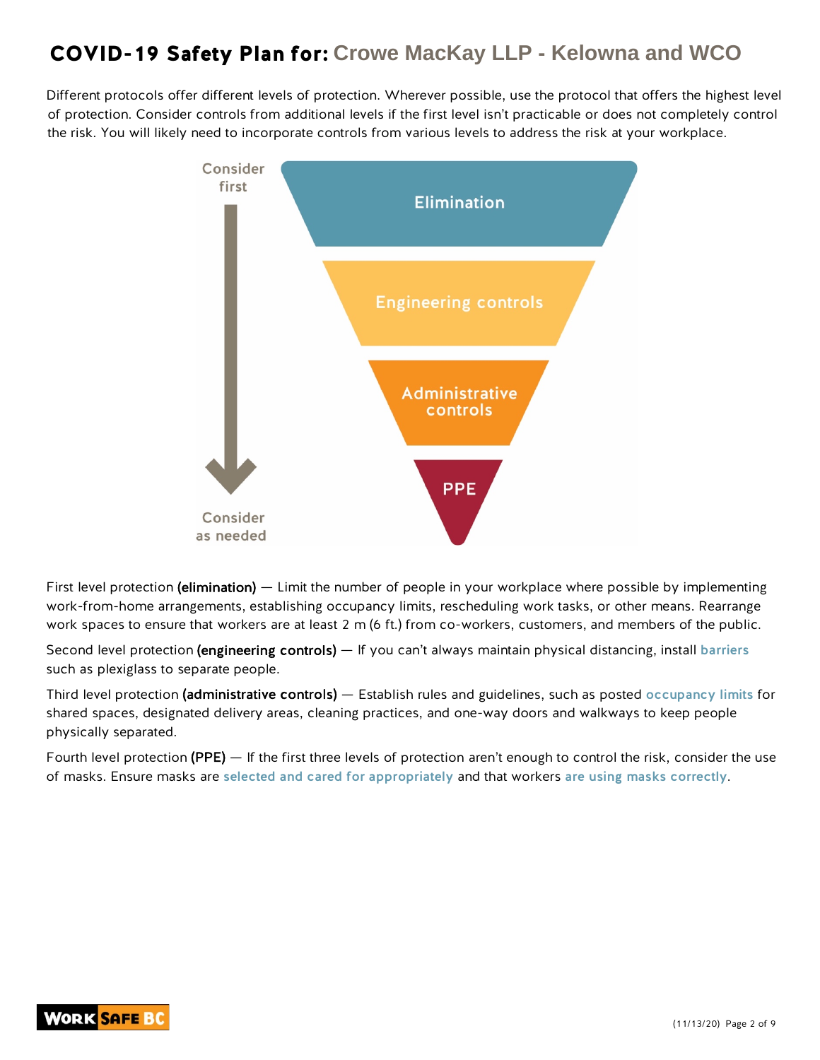# COVID-19 Safety Plan for: Crowe MacKay LLP - Kelowna and WCO

Different protocols offer different levels of protection. Wherever possible, use the protocol that offers the highest level of protection. Consider controls from additional levels if the first level isn't practicable or does not completely control the risk. You will likely need to incorporate controls from various levels to address the risk at your workplace.

Consider first

Elimination

Engineering controls

Administrative controls

PPE

Consider as needed

First level protection **(elimination)** — Limit the number of people in your workplace where possible by implementing work-from-home arrangements, establishing occupancy limits, rescheduling work tasks, or other means. Rearrange work spaces to ensure that workers are at least 2 m (6 ft.) from co-workers, customers, and members of the public.

Second level protection **(engineering controls)** — If you can't always maintain physical distancing, install barriers such as plexiglass to separate people.

Third level protection **(administrative controls)** — Establish rules and guidelines, such as posted occupancy limits for shared spaces, designated delivery areas, cleaning practices, and one-way doors and walkways to keep people physically separated.

Fourth level protection **(PPE)** — If the first three levels of protection aren't enough to control the risk, consider the use of masks. Ensure masks are selected and cared for appropriately and that workers are using masks correctly.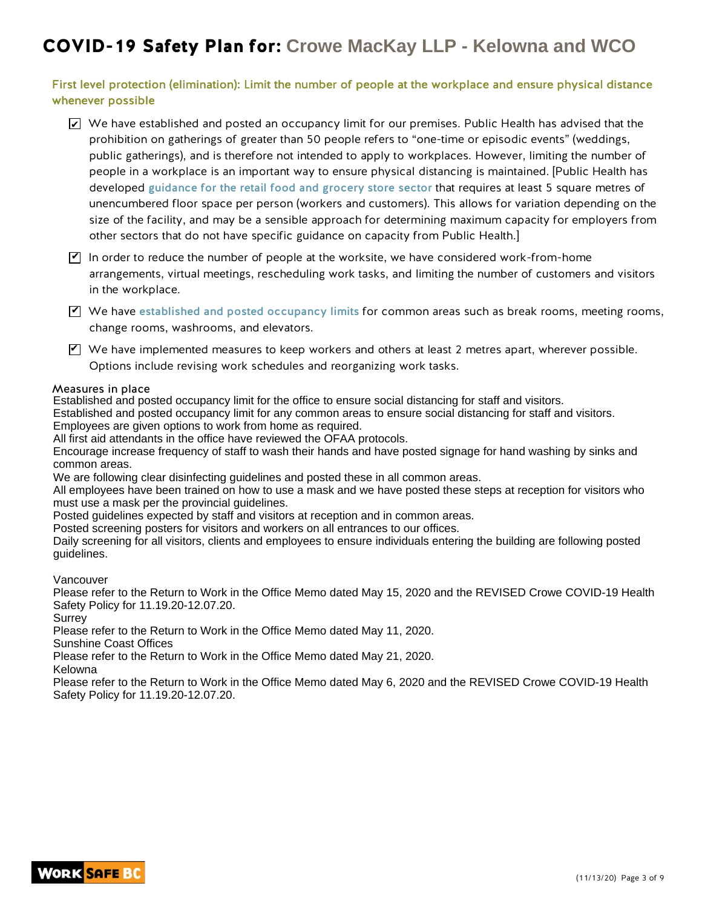# COVID-19 Safety Plan for: Crowe MacKay LLP - Kelowna and WCO

## First level protection (elimination): Limit the number of people at the workplace and ensure physical distance whenever possible

- [x] We have established and posted an occupancy limit for our premises. Public Health has advised that the prohibition on gatherings of greater than 50 people refers to "one-time or episodic events" (weddings, public gatherings), and is therefore not intended to apply to workplaces. However, limiting the number of people in a workplace is an important way to ensure physical distancing is maintained. [Public Health has developed **guidance for the retail food and grocery store sector** that requires at least 5 square metres of unencumbered floor space per person (workers and customers). This allows for variation depending on the size of the facility, and may be a sensible approach for determining maximum capacity for employers from other sectors that do not have specific guidance on capacity from Public Health.]
- [x] In order to reduce the number of people at the worksite, we have considered work-from-home arrangements, virtual meetings, rescheduling work tasks, and limiting the number of customers and visitors in the workplace.
- [x] We have **established and posted occupancy limits** for common areas such as break rooms, meeting rooms, change rooms, washrooms, and elevators.
- [x] We have implemented measures to keep workers and others at least 2 metres apart, wherever possible. Options include revising work schedules and reorganizing work tasks.

### Measures in place

Established and posted occupancy limit for the office to ensure social distancing for staff and visitors.
Established and posted occupancy limit for any common areas to ensure social distancing for staff and visitors.
Employees are given options to work from home as required.
All first aid attendants in the office have reviewed the OFAA protocols.
Encourage increase frequency of staff to wash their hands and have posted signage for hand washing by sinks and common areas.
We are following clear disinfecting guidelines and posted these in all common areas.
All employees have been trained on how to use a mask and we have posted these steps at reception for visitors who must use a mask per the provincial guidelines.
Posted guidelines expected by staff and visitors at reception and in common areas.
Posted screening posters for visitors and workers on all entrances to our offices.
Daily screening for all visitors, clients and employees to ensure individuals entering the building are following posted guidelines.

Vancouver
Please refer to the Return to Work in the Office Memo dated May 15, 2020 and the REVISED Crowe COVID-19 Health Safety Policy for 11.19.20-12.07.20.
Surrey
Please refer to the Return to Work in the Office Memo dated May 11, 2020.
Sunshine Coast Offices
Please refer to the Return to Work in the Office Memo dated May 21, 2020.
Kelowna
Please refer to the Return to Work in the Office Memo dated May 6, 2020 and the REVISED Crowe COVID-19 Health Safety Policy for 11.19.20-12.07.20.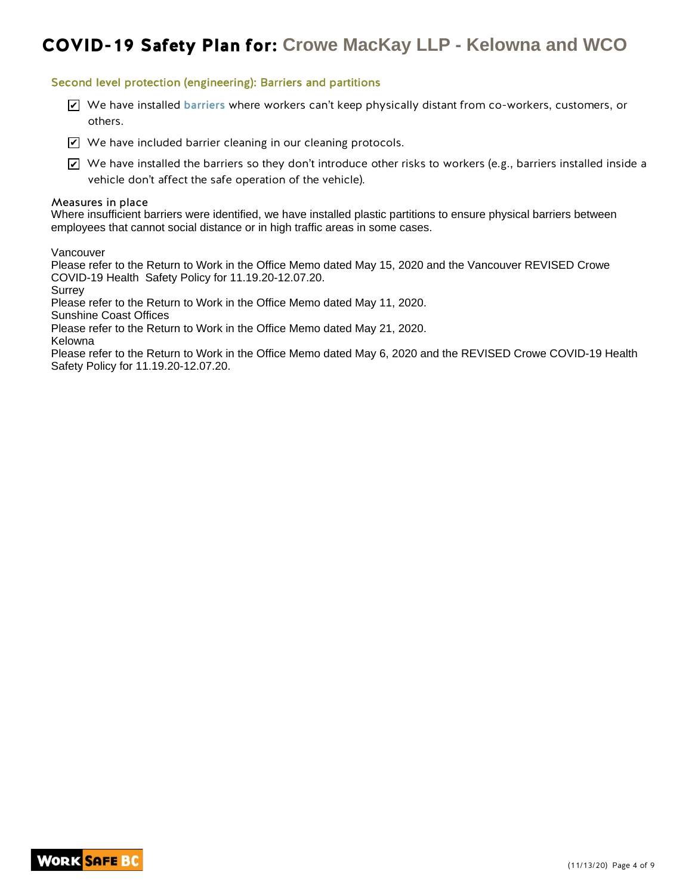# COVID-19 Safety Plan for: Crowe MacKay LLP - Kelowna and WCO

## Second level protection (engineering): Barriers and partitions

- ☑ We have installed **barriers** where workers can't keep physically distant from co-workers, customers, or others.
- ☑ We have included barrier cleaning in our cleaning protocols.
- ☑ We have installed the barriers so they don't introduce other risks to workers (e.g., barriers installed inside a vehicle don't affect the safe operation of the vehicle).

### Measures in place

Where insufficient barriers were identified, we have installed plastic partitions to ensure physical barriers between employees that cannot social distance or in high traffic areas in some cases.

Vancouver
Please refer to the Return to Work in the Office Memo dated May 15, 2020 and the Vancouver REVISED Crowe COVID-19 Health Safety Policy for 11.19.20-12.07.20.
Surrey
Please refer to the Return to Work in the Office Memo dated May 11, 2020.
Sunshine Coast Offices
Please refer to the Return to Work in the Office Memo dated May 21, 2020.
Kelowna
Please refer to the Return to Work in the Office Memo dated May 6, 2020 and the REVISED Crowe COVID-19 Health Safety Policy for 11.19.20-12.07.20.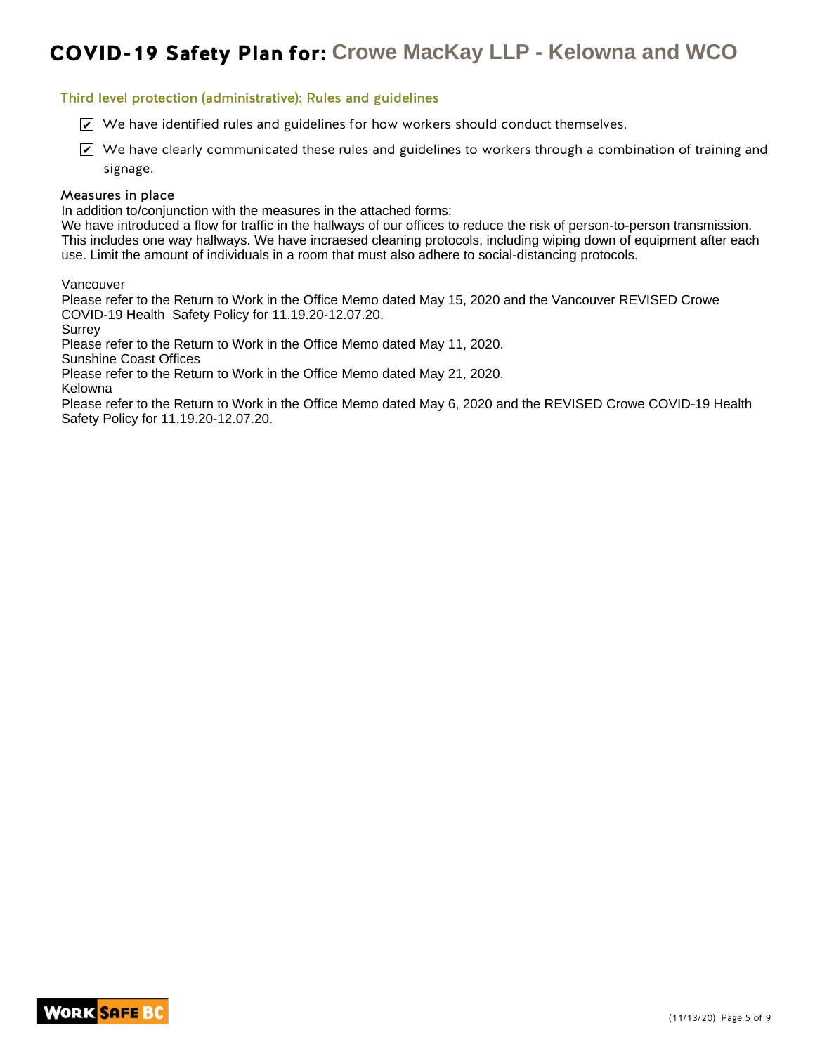# COVID-19 Safety Plan for: Crowe MacKay LLP - Kelowna and WCO

## Third level protection (administrative): Rules and guidelines

- [x] We have identified rules and guidelines for how workers should conduct themselves.
- [x] We have clearly communicated these rules and guidelines to workers through a combination of training and signage.

### Measures in place

In addition to/conjunction with the measures in the attached forms:
We have introduced a flow for traffic in the hallways of our offices to reduce the risk of person-to-person transmission. This includes one way hallways. We have incraesed cleaning protocols, including wiping down of equipment after each use. Limit the amount of individuals in a room that must also adhere to social-distancing protocols.

Vancouver
Please refer to the Return to Work in the Office Memo dated May 15, 2020 and the Vancouver REVISED Crowe COVID-19 Health Safety Policy for 11.19.20-12.07.20.
Surrey
Please refer to the Return to Work in the Office Memo dated May 11, 2020.
Sunshine Coast Offices
Please refer to the Return to Work in the Office Memo dated May 21, 2020.
Kelowna
Please refer to the Return to Work in the Office Memo dated May 6, 2020 and the REVISED Crowe COVID-19 Health Safety Policy for 11.19.20-12.07.20.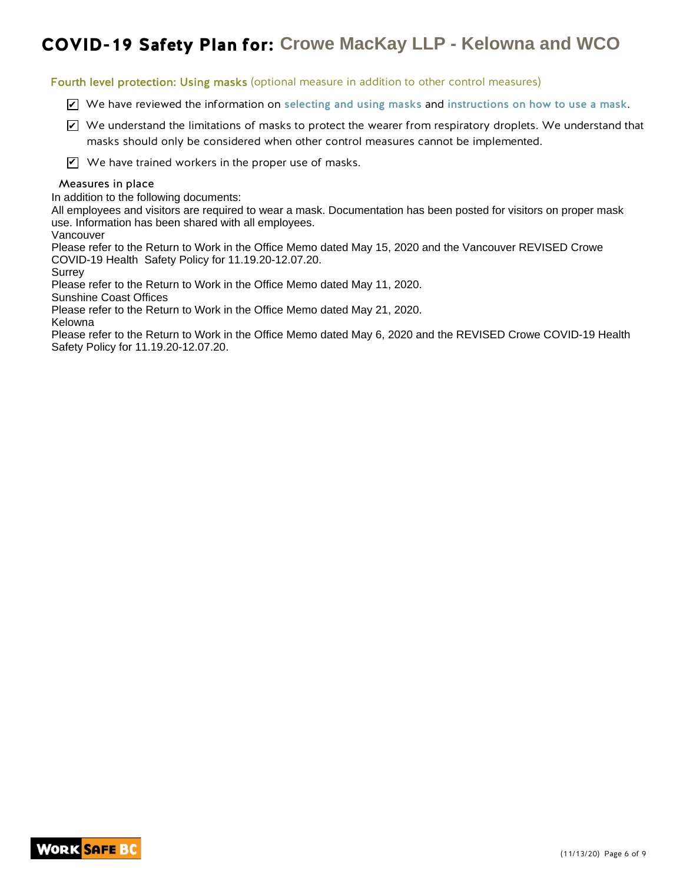# COVID-19 Safety Plan for: Crowe MacKay LLP - Kelowna and WCO

## Fourth level protection: Using masks (optional measure in addition to other control measures)

- [x] We have reviewed the information on selecting and using masks and instructions on how to use a mask.
- [x] We understand the limitations of masks to protect the wearer from respiratory droplets. We understand that masks should only be considered when other control measures cannot be implemented.
- [x] We have trained workers in the proper use of masks.

### Measures in place

In addition to the following documents:

All employees and visitors are required to wear a mask. Documentation has been posted for visitors on proper mask use. Information has been shared with all employees.

Vancouver

Please refer to the Return to Work in the Office Memo dated May 15, 2020 and the Vancouver REVISED Crowe COVID-19 Health Safety Policy for 11.19.20-12.07.20.

Surrey

Please refer to the Return to Work in the Office Memo dated May 11, 2020.

Sunshine Coast Offices

Please refer to the Return to Work in the Office Memo dated May 21, 2020.

Kelowna

Please refer to the Return to Work in the Office Memo dated May 6, 2020 and the REVISED Crowe COVID-19 Health Safety Policy for 11.19.20-12.07.20.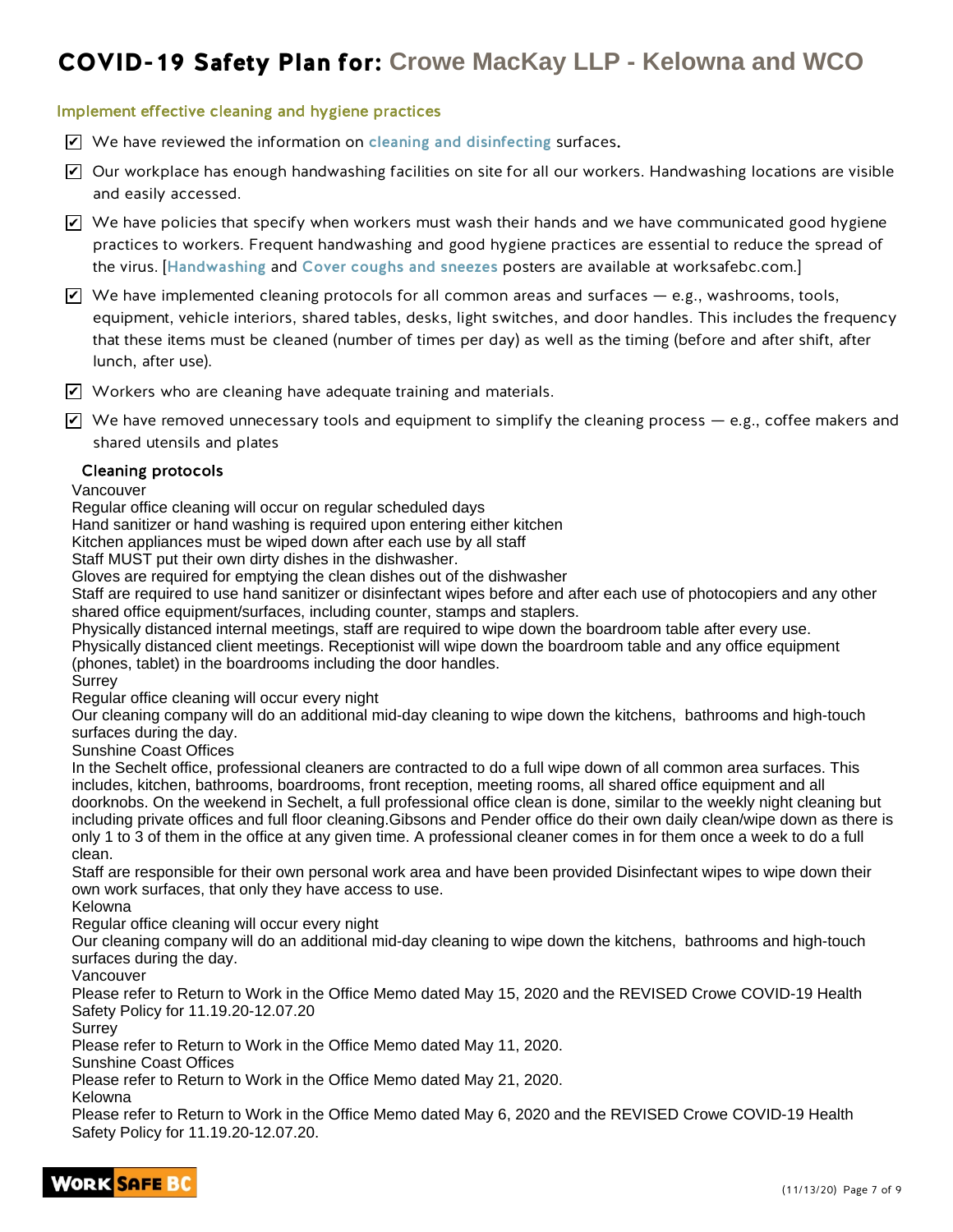# COVID-19 Safety Plan for: Crowe MacKay LLP - Kelowna and WCO

## Implement effective cleaning and hygiene practices

- ☑ We have reviewed the information on cleaning and disinfecting surfaces.
- ☑ Our workplace has enough handwashing facilities on site for all our workers. Handwashing locations are visible and easily accessed.
- ☑ We have policies that specify when workers must wash their hands and we have communicated good hygiene practices to workers. Frequent handwashing and good hygiene practices are essential to reduce the spread of the virus. [Handwashing and Cover coughs and sneezes posters are available at worksafebc.com.]
- ☑ We have implemented cleaning protocols for all common areas and surfaces — e.g., washrooms, tools, equipment, vehicle interiors, shared tables, desks, light switches, and door handles. This includes the frequency that these items must be cleaned (number of times per day) as well as the timing (before and after shift, after lunch, after use).
- ☑ Workers who are cleaning have adequate training and materials.
- ☑ We have removed unnecessary tools and equipment to simplify the cleaning process — e.g., coffee makers and shared utensils and plates

### Cleaning protocols

Vancouver
Regular office cleaning will occur on regular scheduled days
Hand sanitizer or hand washing is required upon entering either kitchen
Kitchen appliances must be wiped down after each use by all staff
Staff MUST put their own dirty dishes in the dishwasher.
Gloves are required for emptying the clean dishes out of the dishwasher
Staff are required to use hand sanitizer or disinfectant wipes before and after each use of photocopiers and any other shared office equipment/surfaces, including counter, stamps and staplers.
Physically distanced internal meetings, staff are required to wipe down the boardroom table after every use.
Physically distanced client meetings. Receptionist will wipe down the boardroom table and any office equipment (phones, tablet) in the boardrooms including the door handles.
Surrey
Regular office cleaning will occur every night
Our cleaning company will do an additional mid-day cleaning to wipe down the kitchens, bathrooms and high-touch surfaces during the day.
Sunshine Coast Offices
In the Sechelt office, professional cleaners are contracted to do a full wipe down of all common area surfaces. This includes, kitchen, bathrooms, boardrooms, front reception, meeting rooms, all shared office equipment and all doorknobs. On the weekend in Sechelt, a full professional office clean is done, similar to the weekly night cleaning but including private offices and full floor cleaning.Gibsons and Pender office do their own daily clean/wipe down as there is only 1 to 3 of them in the office at any given time. A professional cleaner comes in for them once a week to do a full clean.
Staff are responsible for their own personal work area and have been provided Disinfectant wipes to wipe down their own work surfaces, that only they have access to use.
Kelowna
Regular office cleaning will occur every night
Our cleaning company will do an additional mid-day cleaning to wipe down the kitchens, bathrooms and high-touch surfaces during the day.
Vancouver
Please refer to Return to Work in the Office Memo dated May 15, 2020 and the REVISED Crowe COVID-19 Health Safety Policy for 11.19.20-12.07.20
Surrey
Please refer to Return to Work in the Office Memo dated May 11, 2020.
Sunshine Coast Offices
Please refer to Return to Work in the Office Memo dated May 21, 2020.
Kelowna
Please refer to Return to Work in the Office Memo dated May 6, 2020 and the REVISED Crowe COVID-19 Health Safety Policy for 11.19.20-12.07.20.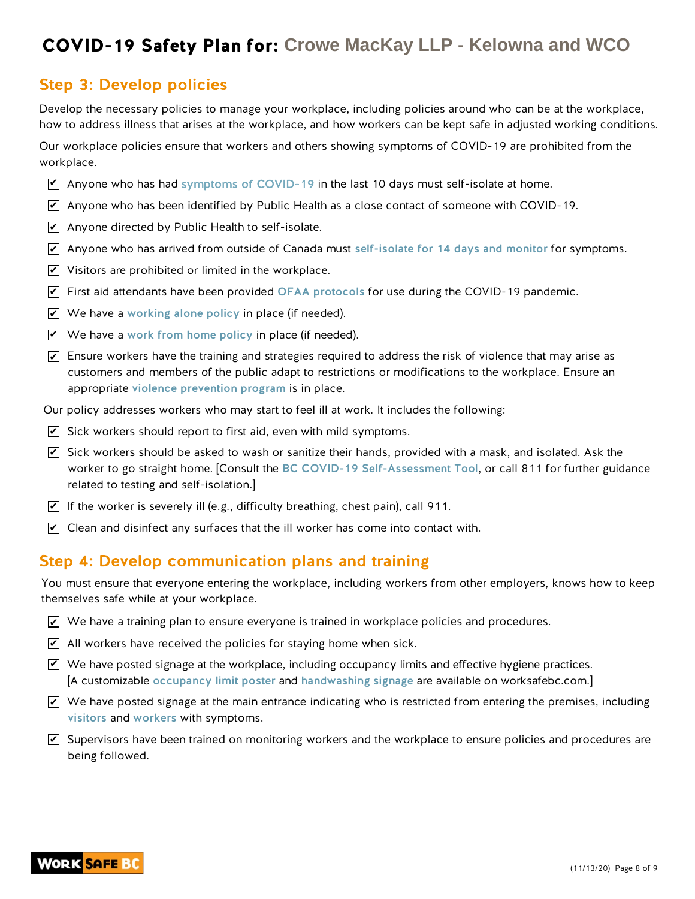# COVID-19 Safety Plan for: Crowe MacKay LLP - Kelowna and WCO

## Step 3: Develop policies

Develop the necessary policies to manage your workplace, including policies around who can be at the workplace, how to address illness that arises at the workplace, and how workers can be kept safe in adjusted working conditions.

Our workplace policies ensure that workers and others showing symptoms of COVID-19 are prohibited from the workplace.

- [x] Anyone who has had symptoms of COVID-19 in the last 10 days must self-isolate at home.
- [x] Anyone who has been identified by Public Health as a close contact of someone with COVID-19.
- [x] Anyone directed by Public Health to self-isolate.
- [x] Anyone who has arrived from outside of Canada must self-isolate for 14 days and monitor for symptoms.
- [x] Visitors are prohibited or limited in the workplace.
- [x] First aid attendants have been provided OFAA protocols for use during the COVID-19 pandemic.
- [x] We have a working alone policy in place (if needed).
- [x] We have a work from home policy in place (if needed).
- [x] Ensure workers have the training and strategies required to address the risk of violence that may arise as customers and members of the public adapt to restrictions or modifications to the workplace. Ensure an appropriate violence prevention program is in place.

Our policy addresses workers who may start to feel ill at work. It includes the following:

- [x] Sick workers should report to first aid, even with mild symptoms.
- [x] Sick workers should be asked to wash or sanitize their hands, provided with a mask, and isolated. Ask the worker to go straight home. [Consult the BC COVID-19 Self-Assessment Tool, or call 811 for further guidance related to testing and self-isolation.]
- [x] If the worker is severely ill (e.g., difficulty breathing, chest pain), call 911.
- [x] Clean and disinfect any surfaces that the ill worker has come into contact with.

## Step 4: Develop communication plans and training

You must ensure that everyone entering the workplace, including workers from other employers, knows how to keep themselves safe while at your workplace.

- [x] We have a training plan to ensure everyone is trained in workplace policies and procedures.
- [x] All workers have received the policies for staying home when sick.
- [x] We have posted signage at the workplace, including occupancy limits and effective hygiene practices. [A customizable occupancy limit poster and handwashing signage are available on worksafebc.com.]
- [x] We have posted signage at the main entrance indicating who is restricted from entering the premises, including visitors and workers with symptoms.
- [x] Supervisors have been trained on monitoring workers and the workplace to ensure policies and procedures are being followed.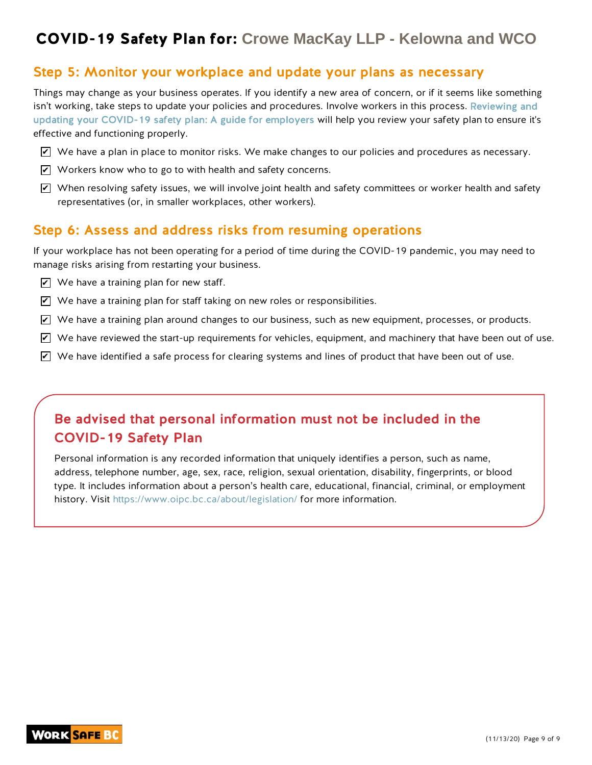# COVID-19 Safety Plan for: Crowe MacKay LLP - Kelowna and WCO

## Step 5: Monitor your workplace and update your plans as necessary

Things may change as your business operates. If you identify a new area of concern, or if it seems like something isn't working, take steps to update your policies and procedures. Involve workers in this process. Reviewing and updating your COVID-19 safety plan: A guide for employers will help you review your safety plan to ensure it's effective and functioning properly.

- ☑ We have a plan in place to monitor risks. We make changes to our policies and procedures as necessary.
- ☑ Workers know who to go to with health and safety concerns.
- ☑ When resolving safety issues, we will involve joint health and safety committees or worker health and safety representatives (or, in smaller workplaces, other workers).

## Step 6: Assess and address risks from resuming operations

If your workplace has not been operating for a period of time during the COVID-19 pandemic, you may need to manage risks arising from restarting your business.

- ☑ We have a training plan for new staff.
- ☑ We have a training plan for staff taking on new roles or responsibilities.
- ☑ We have a training plan around changes to our business, such as new equipment, processes, or products.
- ☑ We have reviewed the start-up requirements for vehicles, equipment, and machinery that have been out of use.
- ☑ We have identified a safe process for clearing systems and lines of product that have been out of use.

### Be advised that personal information must not be included in the COVID-19 Safety Plan

Personal information is any recorded information that uniquely identifies a person, such as name, address, telephone number, age, sex, race, religion, sexual orientation, disability, fingerprints, or blood type. It includes information about a person's health care, educational, financial, criminal, or employment history. Visit https://www.oipc.bc.ca/about/legislation/ for more information.